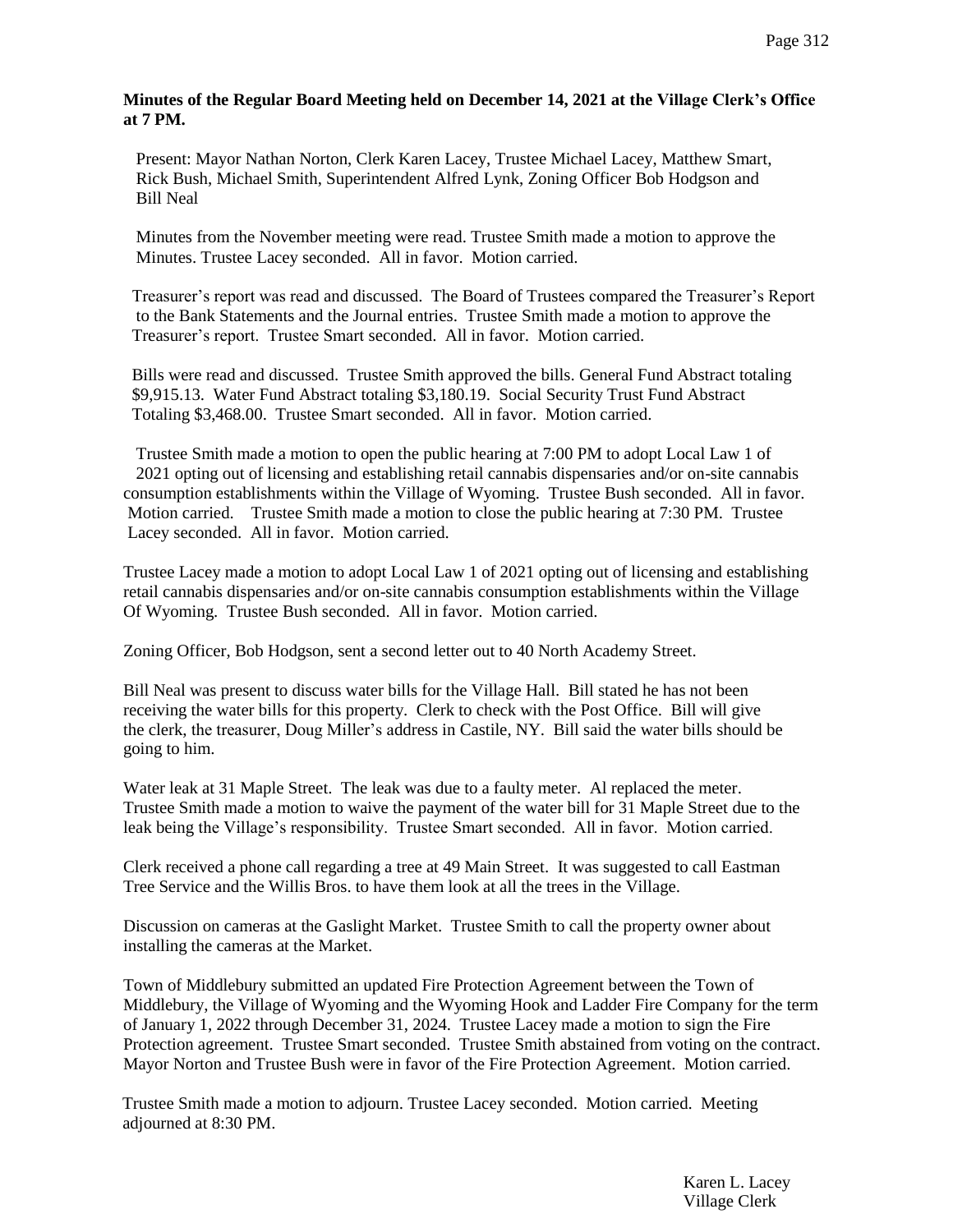**Minutes of the Regular Board Meeting held on December 14, 2021 at the Village Clerk's Office at 7 PM.**

Present: Mayor Nathan Norton, Clerk Karen Lacey, Trustee Michael Lacey, Matthew Smart, Rick Bush, Michael Smith, Superintendent Alfred Lynk, Zoning Officer Bob Hodgson and Bill Neal

Minutes from the November meeting were read. Trustee Smith made a motion to approve the Minutes. Trustee Lacey seconded. All in favor. Motion carried.

Treasurer's report was read and discussed. The Board of Trustees compared the Treasurer's Report to the Bank Statements and the Journal entries. Trustee Smith made a motion to approve the Treasurer's report. Trustee Smart seconded. All in favor. Motion carried.

Bills were read and discussed. Trustee Smith approved the bills. General Fund Abstract totaling $9,915.13. Water Fund Abstract totaling $3,180.19. Social Security Trust Fund Abstract Totaling $3,468.00. Trustee Smart seconded. All in favor. Motion carried.

Trustee Smith made a motion to open the public hearing at 7:00 PM to adopt Local Law 1 of 2021 opting out of licensing and establishing retail cannabis dispensaries and/or on-site cannabis consumption establishments within the Village of Wyoming. Trustee Bush seconded. All in favor. Motion carried. Trustee Smith made a motion to close the public hearing at 7:30 PM. Trustee Lacey seconded. All in favor. Motion carried.

Trustee Lacey made a motion to adopt Local Law 1 of 2021 opting out of licensing and establishing retail cannabis dispensaries and/or on-site cannabis consumption establishments within the Village Of Wyoming. Trustee Bush seconded. All in favor. Motion carried.

Zoning Officer, Bob Hodgson, sent a second letter out to 40 North Academy Street.

Bill Neal was present to discuss water bills for the Village Hall. Bill stated he has not been receiving the water bills for this property. Clerk to check with the Post Office. Bill will give the clerk, the treasurer, Doug Miller's address in Castile, NY. Bill said the water bills should be going to him.

Water leak at 31 Maple Street. The leak was due to a faulty meter. Al replaced the meter. Trustee Smith made a motion to waive the payment of the water bill for 31 Maple Street due to the leak being the Village's responsibility. Trustee Smart seconded. All in favor. Motion carried.

Clerk received a phone call regarding a tree at 49 Main Street. It was suggested to call Eastman Tree Service and the Willis Bros. to have them look at all the trees in the Village.

Discussion on cameras at the Gaslight Market. Trustee Smith to call the property owner about installing the cameras at the Market.

Town of Middlebury submitted an updated Fire Protection Agreement between the Town of Middlebury, the Village of Wyoming and the Wyoming Hook and Ladder Fire Company for the term of January 1, 2022 through December 31, 2024. Trustee Lacey made a motion to sign the Fire Protection agreement. Trustee Smart seconded. Trustee Smith abstained from voting on the contract. Mayor Norton and Trustee Bush were in favor of the Fire Protection Agreement. Motion carried.

Trustee Smith made a motion to adjourn. Trustee Lacey seconded. Motion carried. Meeting adjourned at 8:30 PM.

Karen L. Lacey
Village Clerk